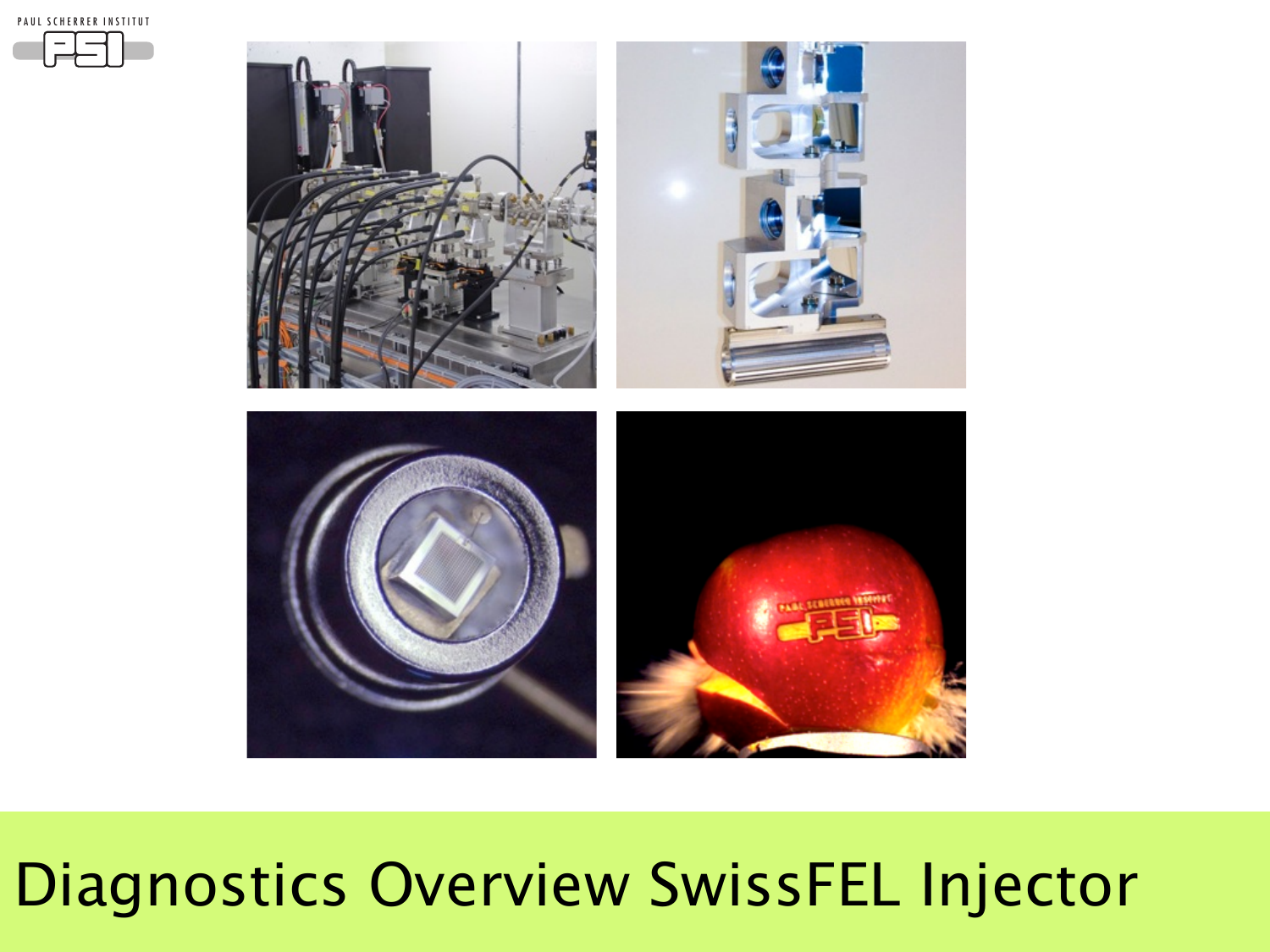# Diagnostics Overview SwissFEL Injector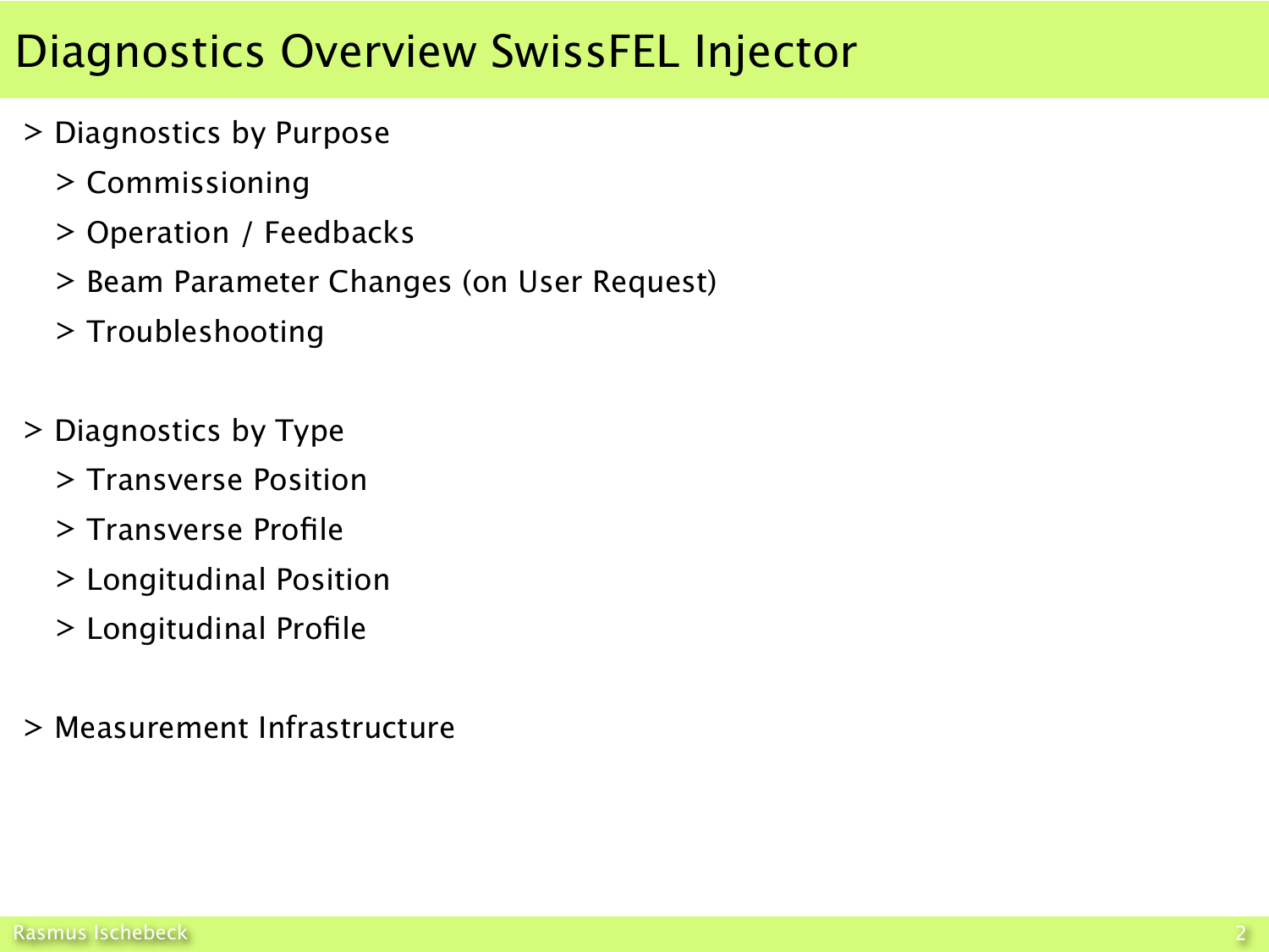# Diagnostics Overview SwissFEL Injector

- Diagnostics by Purpose
  - Commissioning
  - Operation / Feedbacks
  - Beam Parameter Changes (on User Request)
  - Troubleshooting
- Diagnostics by Type
  - Transverse Position
  - Transverse Profile
  - Longitudinal Position
  - Longitudinal Profile
- Measurement Infrastructure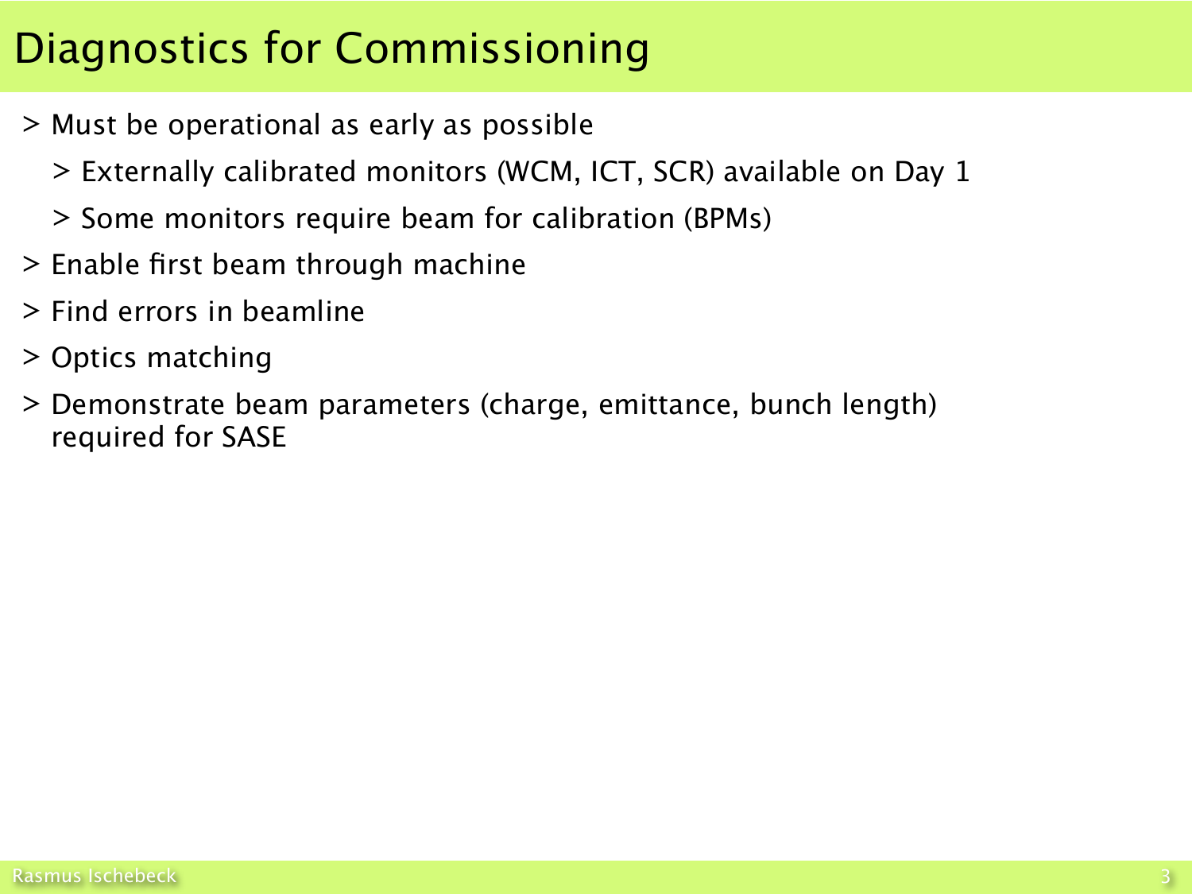# Diagnostics for Commissioning

- Must be operational as early as possible
  - Externally calibrated monitors (WCM, ICT, SCR) available on Day 1
  - Some monitors require beam for calibration (BPMs)
- Enable first beam through machine
- Find errors in beamline
- Optics matching
- Demonstrate beam parameters (charge, emittance, bunch length) required for SASE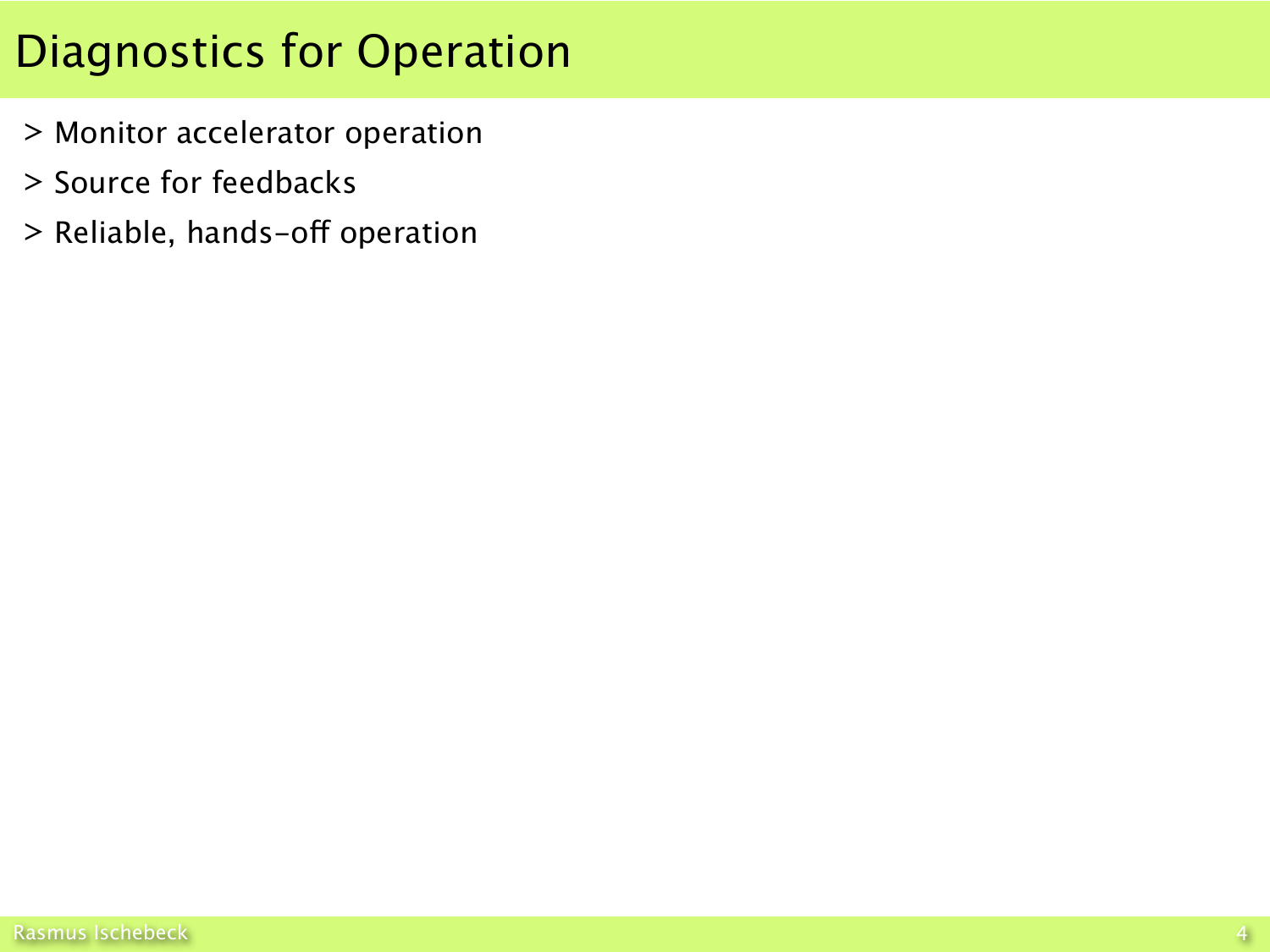# Diagnostics for Operation

- Monitor accelerator operation
- Source for feedbacks
- Reliable, hands-off operation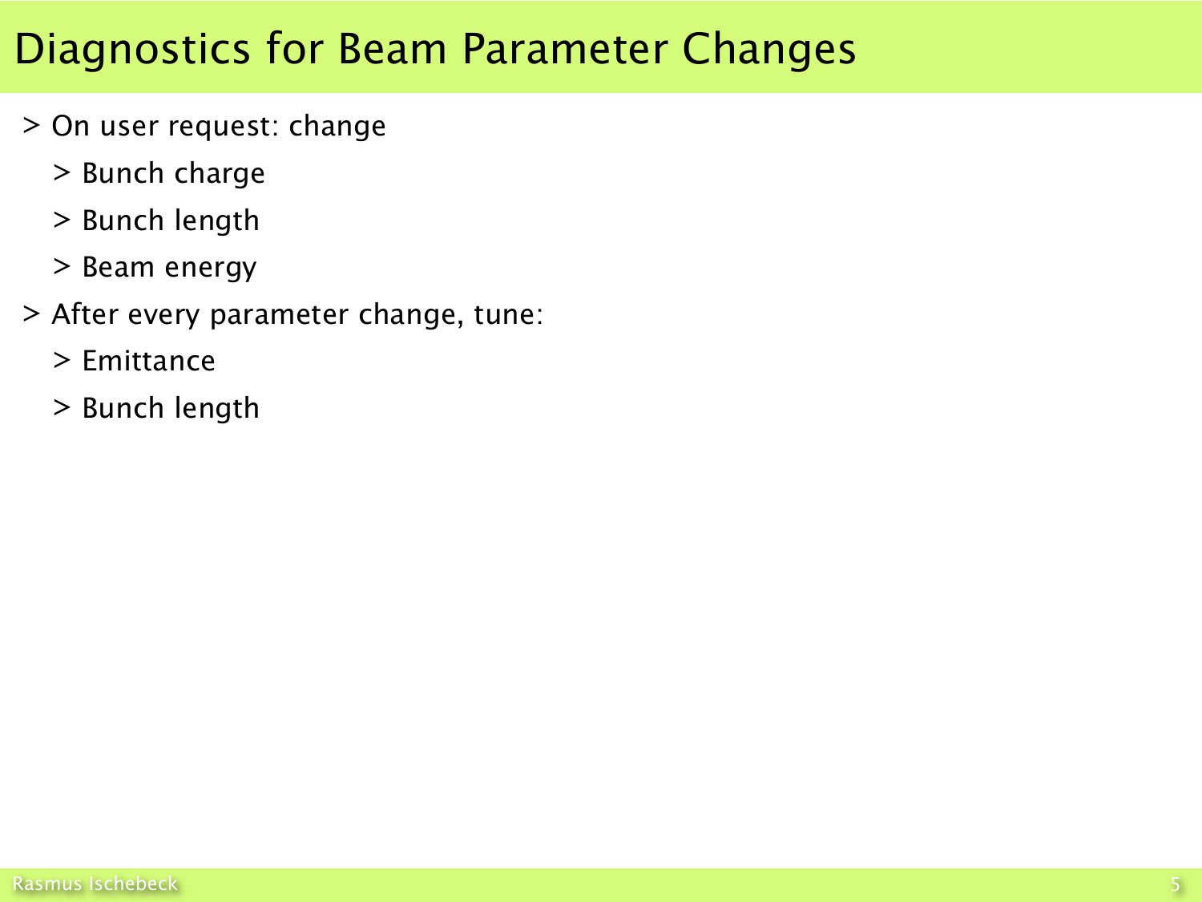# Diagnostics for Beam Parameter Changes

- On user request: change
  - Bunch charge
  - Bunch length
  - Beam energy
- After every parameter change, tune:
  - Emittance
  - Bunch length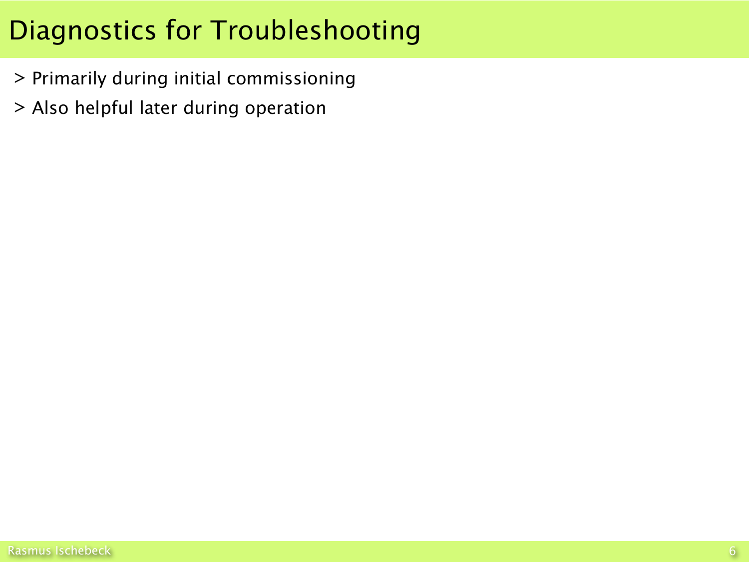# Diagnostics for Troubleshooting

- Primarily during initial commissioning
- Also helpful later during operation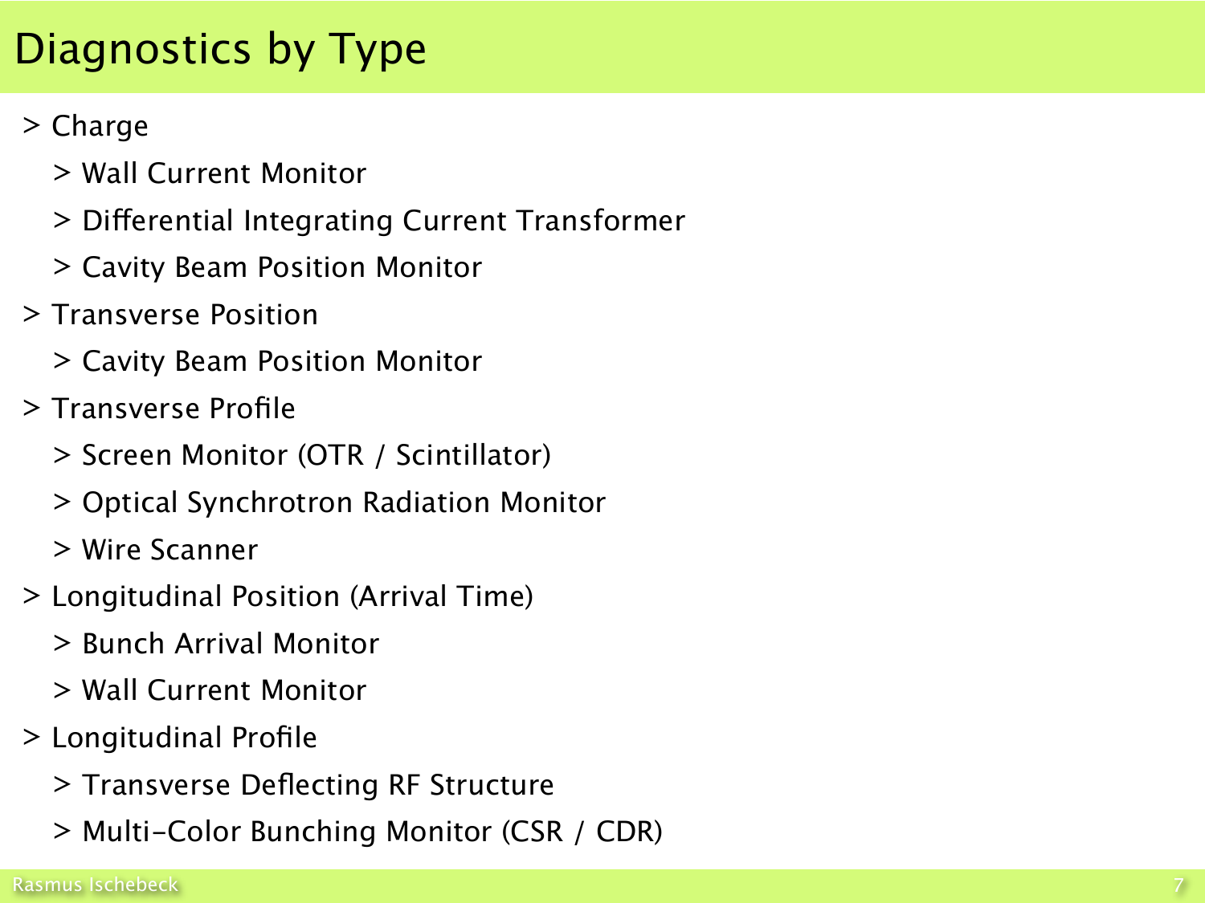# Diagnostics by Type

- Charge
  - Wall Current Monitor
  - Differential Integrating Current Transformer
  - Cavity Beam Position Monitor
- Transverse Position
  - Cavity Beam Position Monitor
- Transverse Profile
  - Screen Monitor (OTR / Scintillator)
  - Optical Synchrotron Radiation Monitor
  - Wire Scanner
- Longitudinal Position (Arrival Time)
  - Bunch Arrival Monitor
  - Wall Current Monitor
- Longitudinal Profile
  - Transverse Deflecting RF Structure
  - Multi-Color Bunching Monitor (CSR / CDR)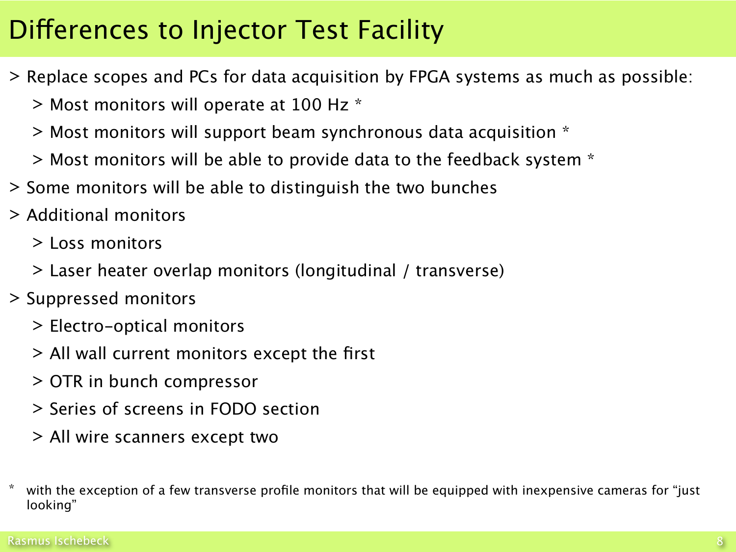# Differences to Injector Test Facility

- Replace scopes and PCs for data acquisition by FPGA systems as much as possible:
  - Most monitors will operate at 100 Hz *
  - Most monitors will support beam synchronous data acquisition *
  - Most monitors will be able to provide data to the feedback system *
- Some monitors will be able to distinguish the two bunches
- Additional monitors
  - Loss monitors
  - Laser heater overlap monitors (longitudinal / transverse)
- Suppressed monitors
  - Electro-optical monitors
  - All wall current monitors except the first
  - OTR in bunch compressor
  - Series of screens in FODO section
  - All wire scanners except two

* with the exception of a few transverse profile monitors that will be equipped with inexpensive cameras for “just looking”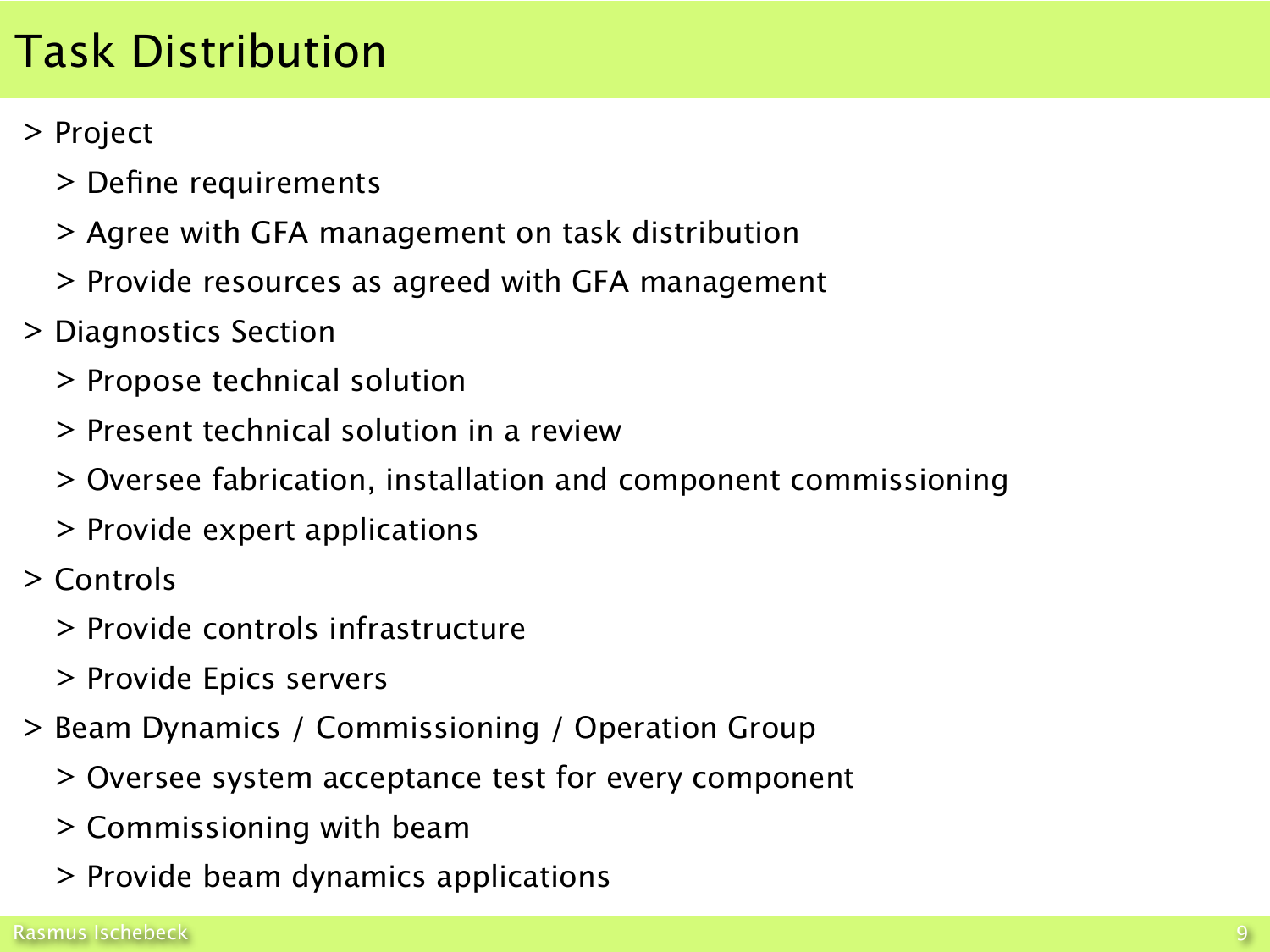# Task Distribution

- Project
  - Define requirements
  - Agree with GFA management on task distribution
  - Provide resources as agreed with GFA management
- Diagnostics Section
  - Propose technical solution
  - Present technical solution in a review
  - Oversee fabrication, installation and component commissioning
  - Provide expert applications
- Controls
  - Provide controls infrastructure
  - Provide Epics servers
- Beam Dynamics / Commissioning / Operation Group
  - Oversee system acceptance test for every component
  - Commissioning with beam
  - Provide beam dynamics applications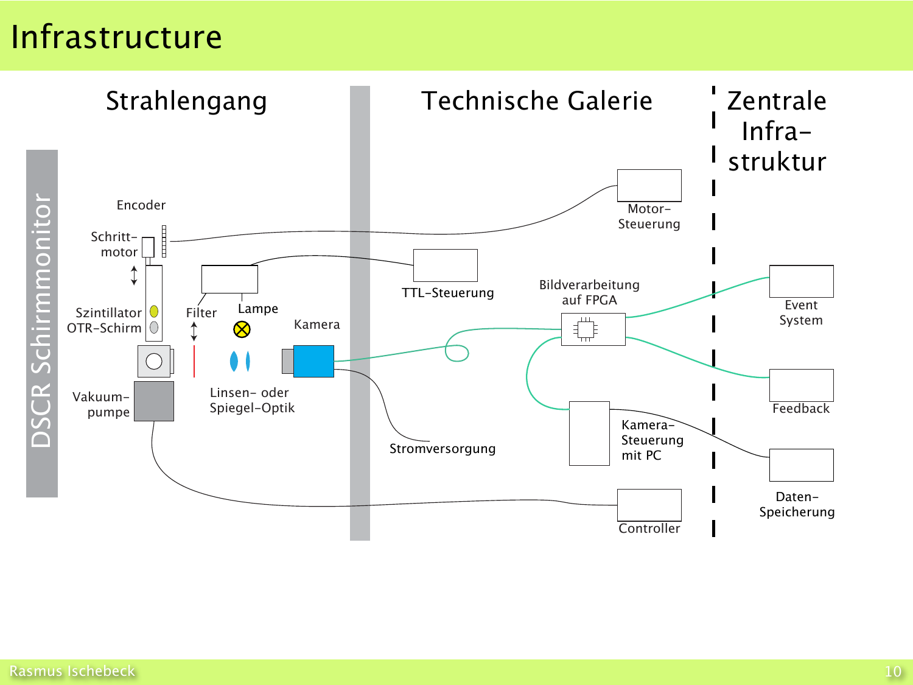# Infrastructure

## Strahlengang

DSCR Schirmmonitor

Encoder

Schritt-motor

Szintillator OTR-Schirm

Vakuum-pumpe

Filter

Lampe

Linsen- oder Spiegel-Optik

Kamera

## Technische Galerie

Motor-Steuerung

TTL-Steuerung

Bildverarbeitung auf FPGA

Stromversorgung

Kamera-Steuerung mit PC

Controller

## Zentrale Infra-struktur

Event System

Feedback

Daten-Speicherung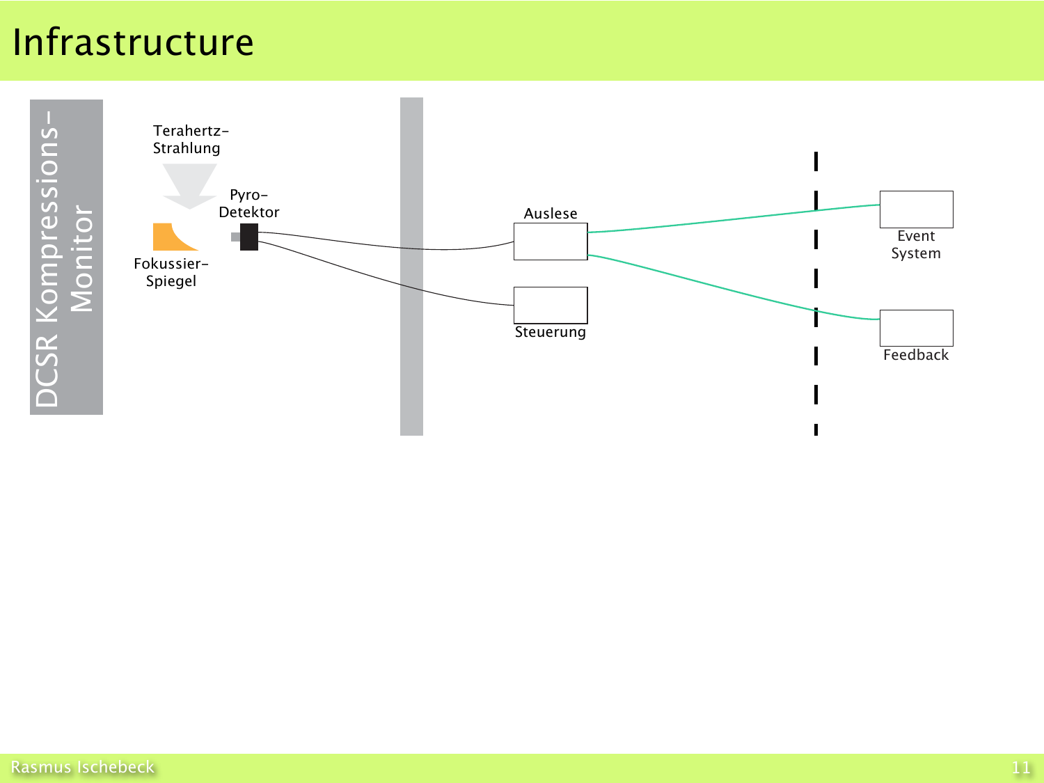# Infrastructure

DCSR Kompressions-Monitor

Terahertz-Strahlung

Pyro-Detektor

Fokussier-Spiegel

Auslese

Steuerung

Event System

Feedback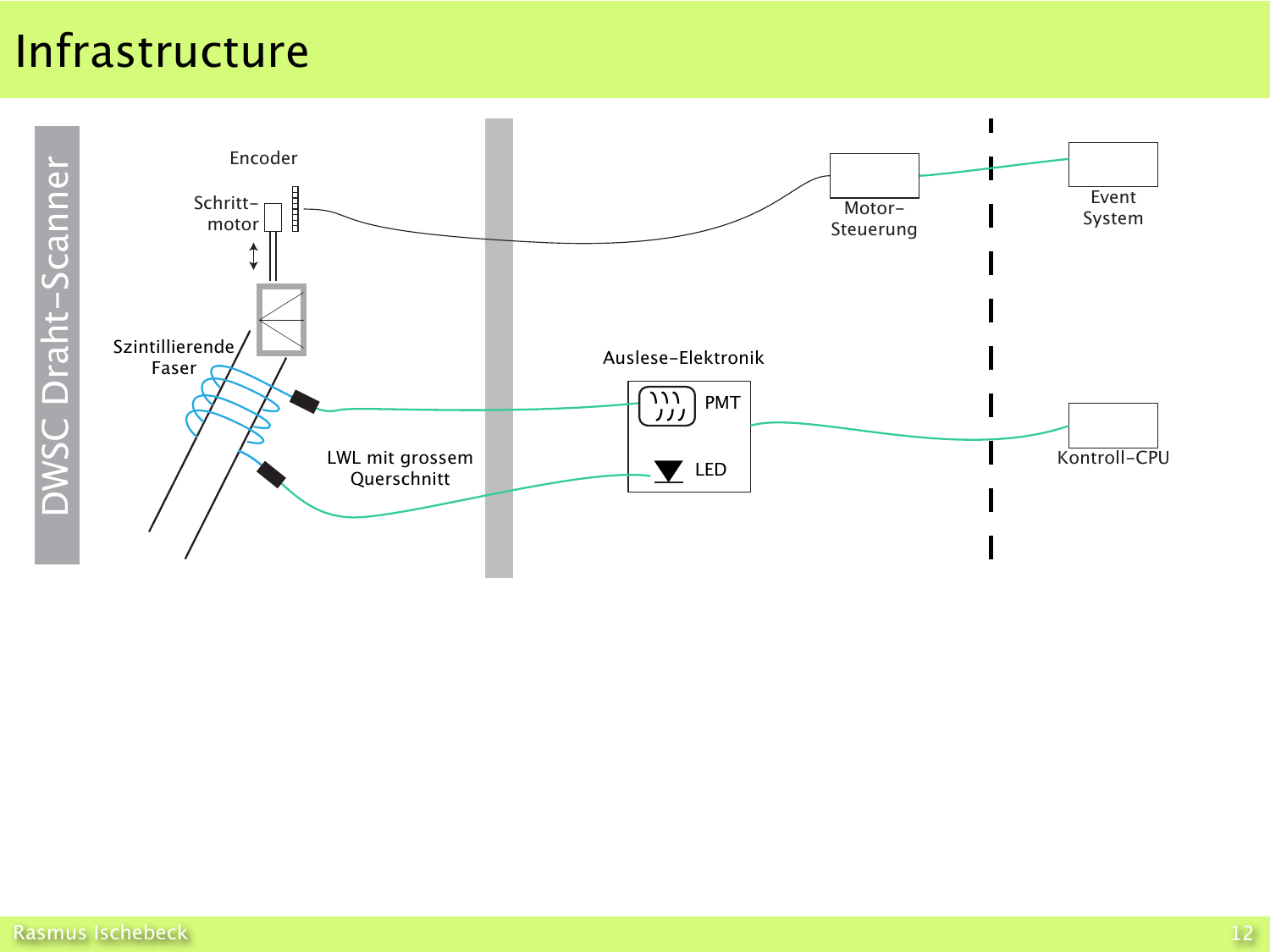# Infrastructure

DWSC Draht-Scanner

Encoder

Schritt-motor

Szintillierende Faser

LWL mit grossem Querschnitt

Motor-Steuerung

Event System

Auslese-Elektronik

PMT

LED

Kontroll-CPU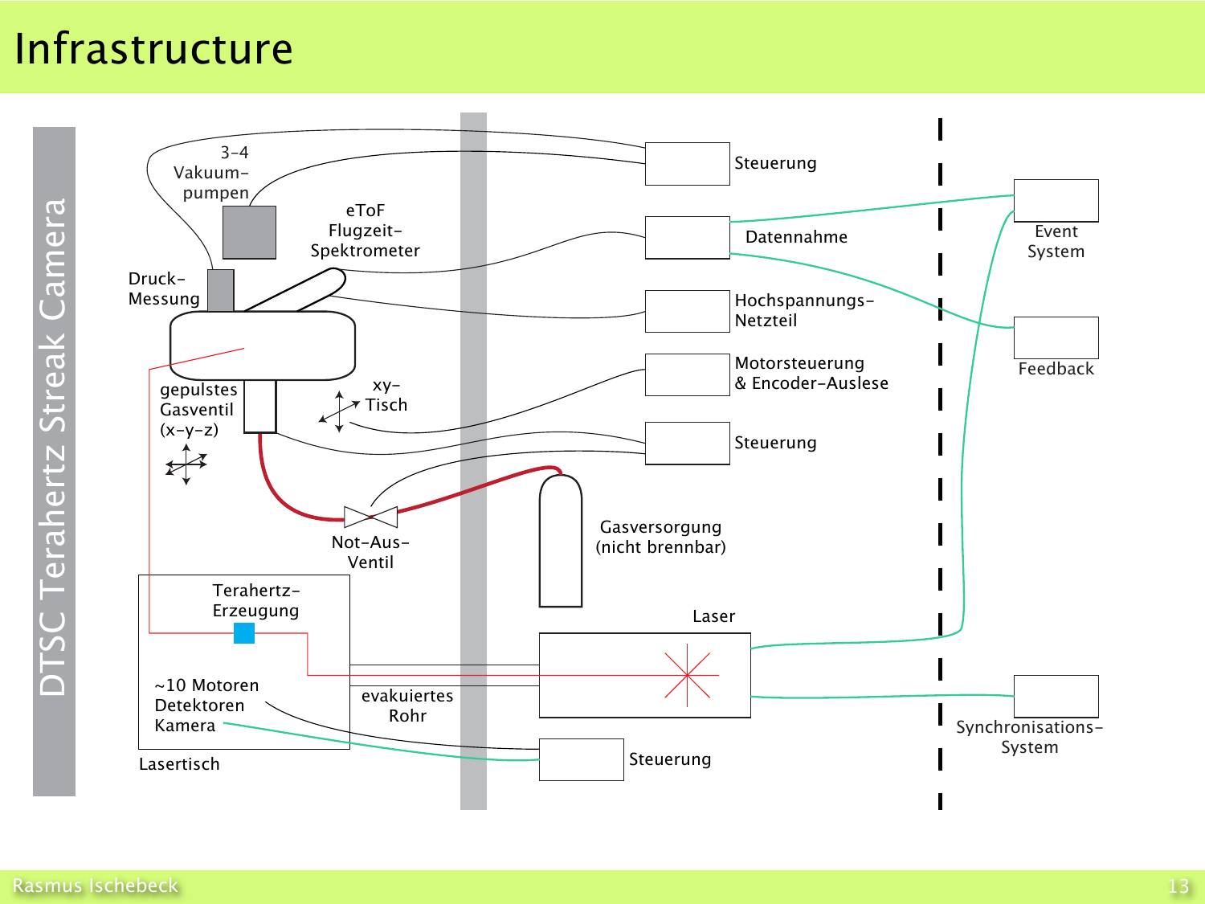# Infrastructure

DTSC Terahertz Streak Camera

3-4 Vakuum-pumpen

Druck-Messung

eToF Flugzeit-Spektrometer

gepulstes Gasventil (x-y-z)

xy-Tisch

Not-Aus-Ventil

Gasversorgung (nicht brennbar)

Terahertz-Erzeugung

~10 Motoren
Detektoren
Kamera

Lasertisch

evakuiertes Rohr

Laser

Steuerung

Datennahme

Hochspannungs-Netzteil

Motorsteuerung & Encoder-Auslese

Steuerung

Steuerung

Event System

Feedback

Synchronisations-System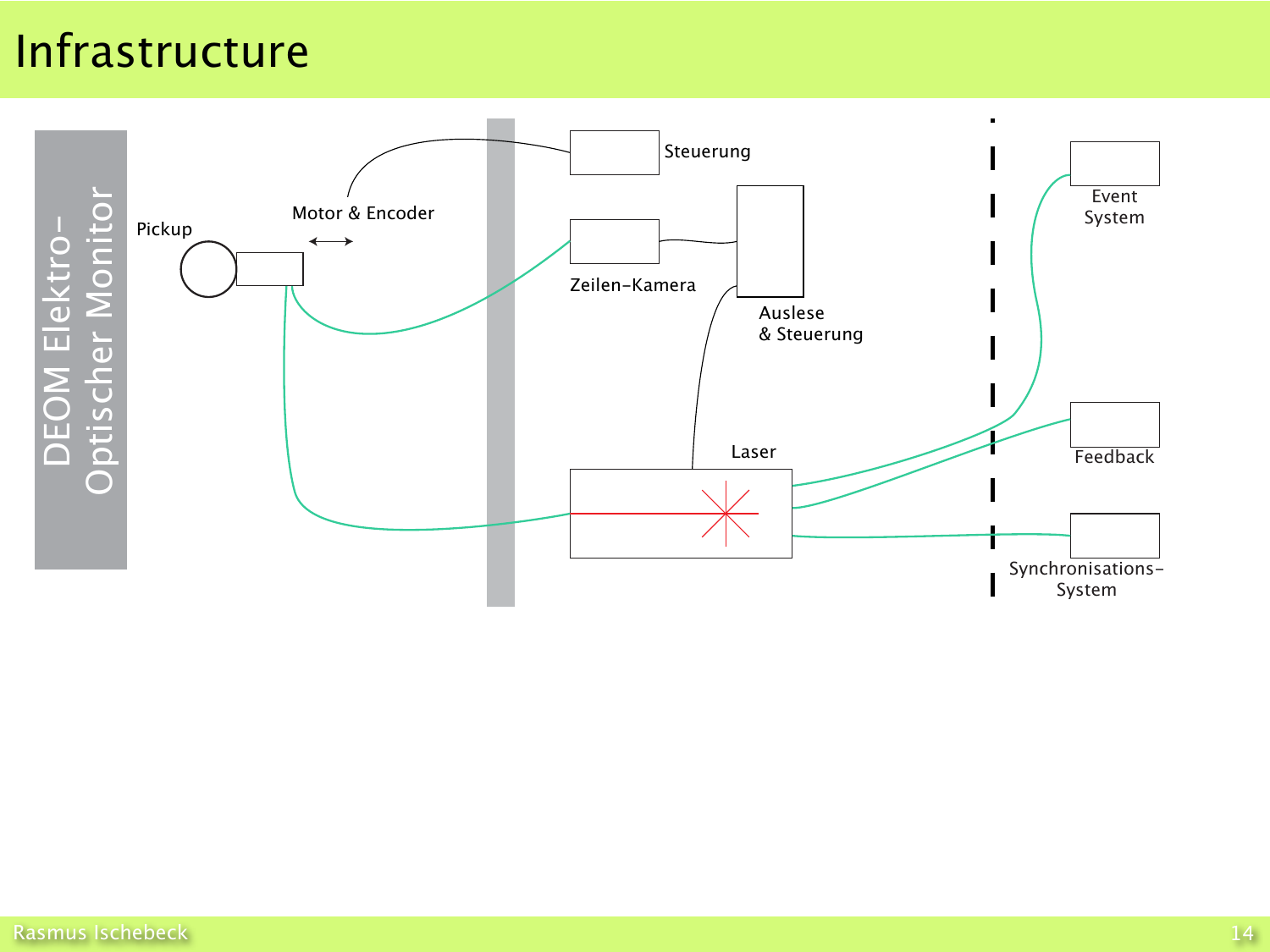# Infrastructure

DEOM Elektro-Optischer Monitor

Pickup

Motor & Encoder

Steuerung

Zeilen-Kamera

Auslese & Steuerung

Laser

Event System

Feedback

Synchronisations-System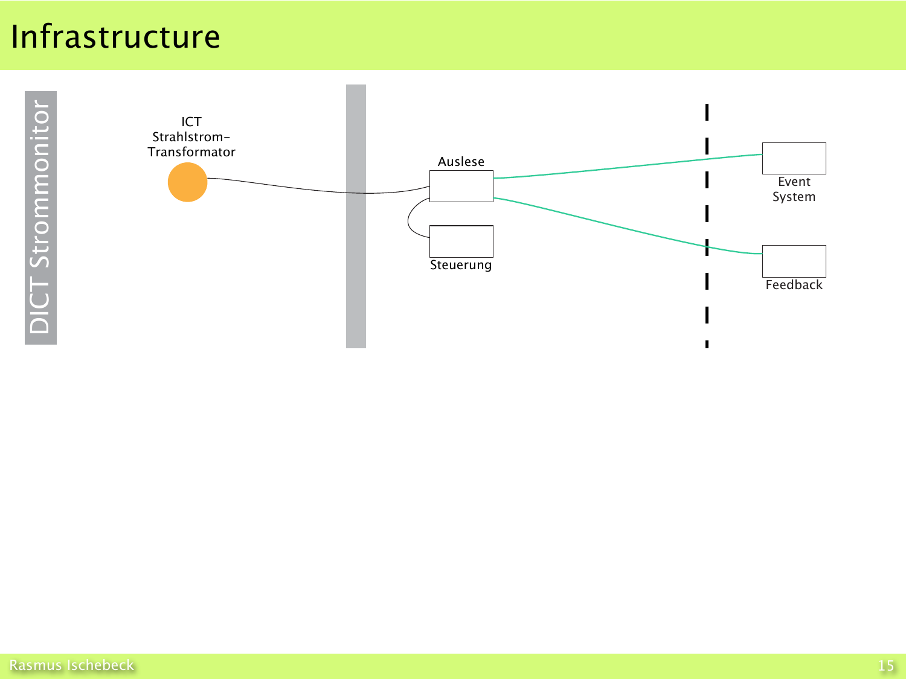# Infrastructure

DICT Strommonitor

ICT
Strahlstrom-
Transformator

Auslese

Steuerung

Event
System

Feedback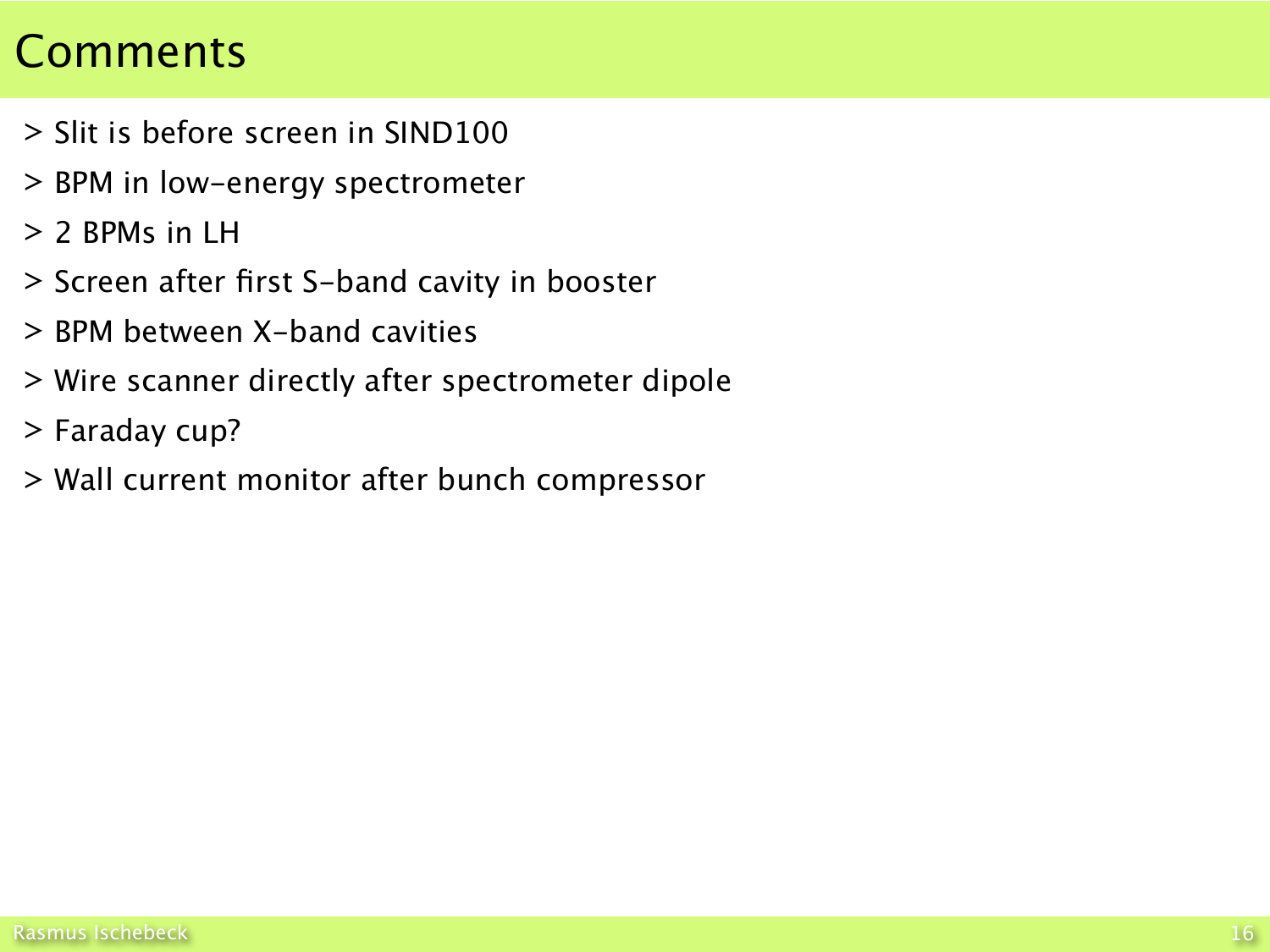# Comments

> Slit is before screen in SIND100

> BPM in low-energy spectrometer

> 2 BPMs in LH

> Screen after first S-band cavity in booster

> BPM between X-band cavities

> Wire scanner directly after spectrometer dipole

> Faraday cup?

> Wall current monitor after bunch compressor